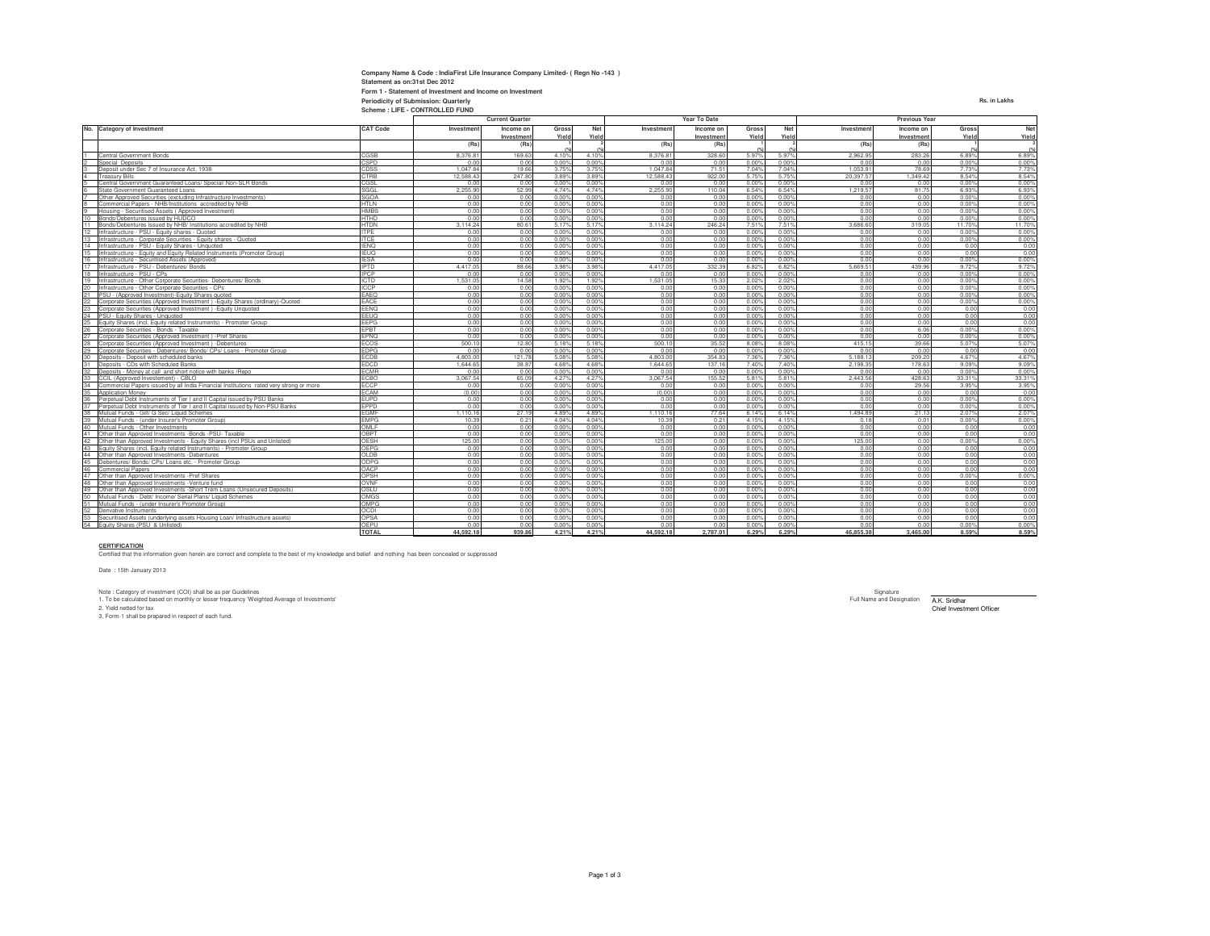**Company Name & Code : IndiaFirst Life Insurance Company Limited- ( Regn No -143 )**

**Statement as on:31st Dec 2012**

**Form 1 - Statement of Investment and Income on Investment**

**Periodicity of Submission: Quarterly**

**Scheme : LIFE - CONTROLLED FUND**

**Rs. in Lakhs**

| No. | Category of Investment | CAT Code | Current Quarter | | | | Year To Date | | | | Previous Year | | | |
|---|---|---|---|---|---|---|---|---|---|---|---|---|---|---|
| | | | Investment (Rs) | Income on Investment (Rs) | Gross Yield (%)[1] | Net Yield (%)[2] | Investment (Rs) | Income on Investment (Rs) | Gross Yield (%)[1] | Net Yield (%)[2] | Investment (Rs) | Income on Investment (Rs) | Gross Yield (%)[1] | Net Yield (%)[2] |
| 1 | Central Government Bonds | CGSB | 8,376.81 | 169.63 | 4.10% | 4.10% | 8,376.81 | 328.60 | 5.97% | 5.97% | 2,962.95 | 283.26 | 6.89% | 6.89% |
| 2 | Special Deposits | CSPD | 0.00 | 0.00 | 0.00% | 0.00% | 0.00 | 0.00 | 0.00% | 0.00% | 0.00 | 0.00 | 0.00% | 0.00% |
| 3 | Deposit under Sec 7 of Insurance Act, 1938 | CDSS | 1,047.84 | 19.66 | 3.75% | 3.75% | 1,047.84 | 71.51 | 7.04% | 7.04% | 1,053.91 | 78.69 | 7.73% | 7.73% |
| 4 | Treasury Bills | CTRB | 12,588.43 | 247.80 | 3.89% | 3.89% | 12,588.43 | 922.00 | 5.75% | 5.75% | 20,397.57 | 1,349.42 | 8.54% | 8.54% |
| 5 | Central Government Guaranteed Loans/ Special/ Non-SLR Bonds | CGSL | 0.00 | 0.00 | 0.00% | 0.00% | 0.00 | 0.00 | 0.00% | 0.00% | 0.00 | 0.00 | 0.00% | 0.00% |
| 6 | State Government Guaranteed Loans | SGGL | 2,255.90 | 52.99 | 4.74% | 4.74% | 2,255.90 | 110.04 | 6.54% | 6.54% | 1,219.57 | 81.75 | 6.93% | 6.93% |
| 7 | Other Approved Securities (excluding Infrastructure Investments) | SGOA | 0.00 | 0.00 | 0.00% | 0.00% | 0.00 | 0.00 | 0.00% | 0.00% | 0.00 | 0.00 | 0.00% | 0.00% |
| 8 | Commercial Papers - NHB/Institutions accredited by NHB | HTLN | 0.00 | 0.00 | 0.00% | 0.00% | 0.00 | 0.00 | 0.00% | 0.00% | 0.00 | 0.00 | 0.00% | 0.00% |
| 9 | Housing - Securitised Assets ( Approved Investment) | HMBS | 0.00 | 0.00 | 0.00% | 0.00% | 0.00 | 0.00 | 0.00% | 0.00% | 0.00 | 0.00 | 0.00% | 0.00% |
| 10 | Bonds/Debentures issued by HUDCO | HTHD | 0.00 | 0.00 | 0.00% | 0.00% | 0.00 | 0.00 | 0.00% | 0.00% | 0.00 | 0.00 | 0.00% | 0.00% |
| 11 | Bonds/Debentures issued by NHB/ Institutions accredited by NHB | HTDN | 3,114.24 | 80.61 | 5.17% | 5.17% | 3,114.24 | 246.24 | 7.51% | 7.51% | 3,686.60 | 319.05 | 11.70% | 11.70% |
| 12 | Infrastructure - PSU - Equity shares - Quoted | ITPE | 0.00 | 0.00 | 0.00% | 0.00% | 0.00 | 0.00 | 0.00% | 0.00% | 0.00 | 0.00 | 0.00% | 0.00% |
| 13 | Infrastructure - Corporate Securities - Equity shares - Quoted | ITCE | 0.00 | 0.00 | 0.00% | 0.00% | 0.00 | 0.00 | 0.00% | 0.00% | 0.00 | 0.00 | 0.00% | 0.00% |
| 14 | Infrastructure - PSU - Equity Shares - Unquoted | IENQ | 0.00 | 0.00 | 0.00% | 0.00% | 0.00 | 0.00 | 0.00% | 0.00% | 0.00 | 0.00 | 0.00 | 0.00 |
| 15 | Infrastructure - Equity and Equity Related Instruments (Promoter Group) | IEUQ | 0.00 | 0.00 | 0.00% | 0.00% | 0.00 | 0.00 | 0.00% | 0.00% | 0.00 | 0.00 | 0.00 | 0.00 |
| 16 | Infrastructure - Securitised Assets (Approved) | IESA | 0.00 | 0.00 | 0.00% | 0.00% | 0.00 | 0.00 | 0.00% | 0.00% | 0.00 | 0.00 | 0.00% | 0.00% |
| 17 | Infrastructure - PSU - Debentures/ Bonds | IPTD | 4,417.05 | 88.66 | 3.98% | 3.98% | 4,417.05 | 332.39 | 6.82% | 6.82% | 5,669.51 | 439.96 | 9.72% | 9.72% |
| 18 | Infrastructure - PSU - CPs | IPCP | 0.00 | 0.00 | 0.00% | 0.00% | 0.00 | 0.00 | 0.00% | 0.00% | 0.00 | 0.00 | 0.00% | 0.00% |
| 19 | Infrastructure - Other Corporate Securities- Debentures/ Bonds | ICTD | 1,531.05 | 14.58 | 1.92% | 1.92% | 1,531.05 | 15.33 | 2.02% | 2.02% | 0.00 | 0.00 | 0.00% | 0.00% |
| 20 | Infrastructure - Other Corporate Securities - CPs | ICCP | 0.00 | 0.00 | 0.00% | 0.00% | 0.00 | 0.00 | 0.00% | 0.00% | 0.00 | 0.00 | 0.00% | 0.00% |
| 21 | PSU - (Approved Investment)-Equity Shares quoted | EAEQ | 0.00 | 0.00 | 0.00% | 0.00% | 0.00 | 0.00 | 0.00% | 0.00% | 0.00 | 0.00 | 0.00% | 0.00% |
| 22 | Corporate Securities (Approved Investment ) -Equity Shares (ordinary)-Quoted | EACE | 0.00 | 0.00 | 0.00% | 0.00% | 0.00 | 0.00 | 0.00% | 0.00% | 0.00 | 0.00 | 0.00% | 0.00% |
| 23 | Corporate Securities (Approved Investment ) -Equity Unquoted | EENQ | 0.00 | 0.00 | 0.00% | 0.00% | 0.00 | 0.00 | 0.00% | 0.00% | 0.00 | 0.00 | 0.00 | 0.00 |
| 24 | PSU - Equity Shares - Unquoted | EEUQ | 0.00 | 0.00 | 0.00% | 0.00% | 0.00 | 0.00 | 0.00% | 0.00% | 0.00 | 0.00 | 0.00 | 0.00 |
| 25 | Equity Shares (incl. Equity related Instruments) - Promoter Group | EEPG | 0.00 | 0.00 | 0.00% | 0.00% | 0.00 | 0.00 | 0.00% | 0.00% | 0.00 | 0.00 | 0.00 | 0.00 |
| 26 | Corporate Securities - Bonds - Taxable | EPBT | 0.00 | 0.00 | 0.00% | 0.00% | 0.00 | 0.00 | 0.00% | 0.00% | 0.00 | 6.06 | 0.00% | 0.00% |
| 27 | Corporate Securities (Approved Investment ) -Pref Shares | EPNQ | 0.00 | 0.00 | 0.00% | 0.00% | 0.00 | 0.00 | 0.00% | 0.00% | 0.00 | 0.00 | 0.00% | 0.00% |
| 28 | Corporate Securities (Approved Investment ) -Debentures | ECOS | 500.10 | 12.80 | 5.18% | 5.18% | 500.10 | 35.52 | 8.08% | 8.08% | 415.15 | 39.66 | 5.07% | 5.07% |
| 29 | Corporate Securities - Debentures/ Bonds/ CPs/ Loans - Promoter Group | EDPG | 0.00 | 0.00 | 0.00% | 0.00% | 0.00 | 0.00 | 0.00% | 0.00% | 0.00 | 0.00 | 0.00 | 0.00 |
| 30 | Deposits - Deposit with scheduled banks | ECDB | 4,803.00 | 121.78 | 5.08% | 5.08% | 4,803.00 | 354.83 | 7.36% | 7.36% | 5,188.13 | 209.20 | 4.67% | 4.67% |
| 31 | Deposits - CDs with Scheduled Banks | EDCD | 1,644.65 | 38.87 | 4.68% | 4.68% | 1,644.65 | 137.16 | 7.40% | 7.40% | 2,198.35 | 178.63 | 9.09% | 9.09% |
| 32 | Deposits - Money at call and short notice with banks /Repo | ECMR | 0.00 | 0.00 | 0.00% | 0.00% | 0.00 | 0.00 | 0.00% | 0.00% | 0.00 | 0.00 | 0.00% | 0.00% |
| 33 | CCIL (Approved Investement) - CBLO | ECBO | 3,067.54 | 65.09 | 4.27% | 4.27% | 3,067.54 | 155.52 | 5.81% | 5.81% | 2,443.56 | 428.63 | 33.31% | 33.31% |
| 34 | Commercial Papers issued by all India Financial Institutions rated very strong or more | ECCP | 0.00 | 0.00 | 0.00% | 0.00% | 0.00 | 0.00 | 0.00% | 0.00% | 0.00 | 29.56 | 3.95% | 3.95% |
| 35 | Application Money | ECAM | (0.00) | 0.00 | 0.00% | 0.00% | (0.00) | 0.00 | 0.00% | 0.00% | 0.00 | 0.00 | 0.00 | 0.00 |
| 36 | Perpetual Debt Instruments of Tier I and II Capital issued by PSU Banks | EUPD | 0.00 | 0.00 | 0.00% | 0.00% | 0.00 | 0.00 | 0.00% | 0.00% | 0.00 | 0.00 | 0.00% | 0.00% |
| 37 | Perpetual Debt Instruments of Tier I and II Capital issued by Non-PSU Banks | EPPD | 0.00 | 0.00 | 0.00% | 0.00% | 0.00 | 0.00 | 0.00% | 0.00% | 0.00 | 0.00 | 0.00% | 0.00% |
| 38 | Mutual Funds - Gilt/ G Sec/ Liquid Schemes | EGMF | 1,110.16 | 27.19 | 4.89% | 4.89% | 1,110.16 | 77.64 | 6.14% | 6.14% | 1,494.89 | 21.13 | 2.07% | 2.07% |
| 39 | Mutual Funds - (under Insurer's Promoter Group) | EMPG | 10.39 | 0.21 | 4.04% | 4.04% | 10.39 | 0.21 | 4.15% | 4.15% | 0.18 | 0.01 | 0.00% | 0.00% |
| 40 | Mutual Funds - Other Investments | OMLF | 0.00 | 0.00 | 0.00% | 0.00% | 0.00 | 0.00 | 0.00% | 0.00% | 0.00 | 0.00 | 0.00 | 0.00 |
| 41 | Other than Approved Investments -Bonds -PSU- Taxable | OBPT | 0.00 | 0.00 | 0.00% | 0.00% | 0.00 | 0.00 | 0.00% | 0.00% | 0.00 | 0.00 | 0.00 | 0.00 |
| 42 | Other than Approved Investments - Equity Shares (incl PSUs and Unlisted) | OESH | 125.00 | 0.00 | 0.00% | 0.00% | 125.00 | 0.00 | 0.00% | 0.00% | 125.00 | 0.00 | 0.00% | 0.00% |
| 43 | Equity Shares (incl. Equity related Instruments) - Promoter Group | OEPG | 0.00 | 0.00 | 0.00% | 0.00% | 0.00 | 0.00 | 0.00% | 0.00% | 0.00 | 0.00 | 0.00 | 0.00 |
| 44 | Other than Approved Investments -Debentures | OLDB | 0.00 | 0.00 | 0.00% | 0.00% | 0.00 | 0.00 | 0.00% | 0.00% | 0.00 | 0.00 | 0.00 | 0.00 |
| 45 | Debentures/ Bonds/ CPs/ Loans etc. - Promoter Group | ODPG | 0.00 | 0.00 | 0.00% | 0.00% | 0.00 | 0.00 | 0.00% | 0.00% | 0.00 | 0.00 | 0.00 | 0.00 |
| 46 | Commercial Papers | OACP | 0.00 | 0.00 | 0.00% | 0.00% | 0.00 | 0.00 | 0.00% | 0.00% | 0.00 | 0.00 | 0.00 | 0.00 |
| 47 | Other than Approved Investments -Pref Shares | OPSH | 0.00 | 0.00 | 0.00% | 0.00% | 0.00 | 0.00 | 0.00% | 0.00% | 0.00 | 0.00 | 0.00% | 0.00% |
| 48 | Other than Approved Investments -Venture fund | OVNF | 0.00 | 0.00 | 0.00% | 0.00% | 0.00 | 0.00 | 0.00% | 0.00% | 0.00 | 0.00 | 0.00 | 0.00 |
| 49 | Other than Approved Investments -Short Trem Loans (Unsecured Deposits) | OSLU | 0.00 | 0.00 | 0.00% | 0.00% | 0.00 | 0.00 | 0.00% | 0.00% | 0.00 | 0.00 | 0.00 | 0.00 |
| 50 | Mutual Funds - Debt/ Income/ Serial Plans/ Liquid Schemes | OMGS | 0.00 | 0.00 | 0.00% | 0.00% | 0.00 | 0.00 | 0.00% | 0.00% | 0.00 | 0.00 | 0.00 | 0.00 |
| 51 | Mutual Funds - (under Insurer's Promoter Group) | OMPG | 0.00 | 0.00 | 0.00% | 0.00% | 0.00 | 0.00 | 0.00% | 0.00% | 0.00 | 0.00 | 0.00 | 0.00 |
| 52 | Derivative Instruments | OCDI | 0.00 | 0.00 | 0.00% | 0.00% | 0.00 | 0.00 | 0.00% | 0.00% | 0.00 | 0.00 | 0.00 | 0.00 |
| 53 | Securitised Assets (underlying assets Housing Loan/ Infrastructure assets) | OPSA | 0.00 | 0.00 | 0.00% | 0.00% | 0.00 | 0.00 | 0.00% | 0.00% | 0.00 | 0.00 | 0.00 | 0.00 |
| 54 | Equity Shares (PSU & Unlisted) | OEPU | 0.00 | 0.00 | 0.00% | 0.00% | 0.00 | 0.00 | 0.00% | 0.00% | 0.00 | 0.00 | 0.00% | 0.00% |
| | | **TOTAL** | **44,592.18** | **939.86** | **4.21%** | **4.21%** | **44,592.18** | **2,787.01** | **6.29%** | **6.29%** | **46,855.38** | **3,465.00** | **8.59%** | **8.59%** |

**CERTIFICATION**

Certified that the information given herein are correct and complete to the best of my knowledge and belief and nothing has been concealed or suppressed

Date : 15th January 2013

Note : Category of investment (COI) shall be as per Guidelines

1. To be calculated based on monthly or lesser frequency 'Weighted Average of Investments'

2. Yield netted for tax

3. Form-1 shall be prepared in respect of each fund.

Signature

Full Name and Designation A.K. Sridhar

Chief Investment Officer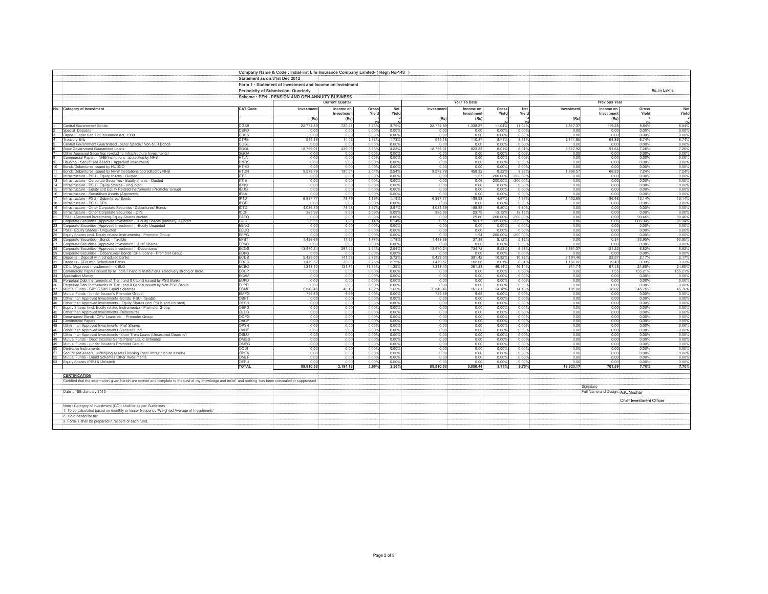Company Name & Code : IndiaFirst Life Insurance Company Limited- ( Regn No-143 )

Statement as on:31st Dec 2012

Form 1 - Statement of Investment and Income on Investment

Periodicity of Submission: Quarterly

Rs. in Lakhs

Scheme : PEN - PENSION AND GEN ANNUITY BUSINESS

| No. | Category of Investment | CAT Code | Current Quarter | | | | Year To Date | | | | Previous Year | | | |
|---|---|---|---|---|---|---|---|---|---|---|---|---|---|---|
| | | | Investment | Income on Investment | Gross Yield | Net Yield | Investment | Income on Investment | Gross Yield | Net Yield | Investment | Income on Investment | Gross Yield | Net Yield |
| | | | (Rs) | (Rs) | 1 (%) | 2 (%) | (Rs) | (Rs) | 1 (%) | 2 (%) | (Rs) | (Rs) | 1 (%) | 2 (%) |
| 1 | Central Government Bonds | CGSB | 22,774.89 | 720.41 | 3.75% | 3.75% | 22,774.89 | 1,338.87 | 11.04% | 11.04% | 2,817.37 | 119.28 | 8.84% | 8.84% |
| 2 | Special Deposits | CSPD | 0.00 | 0.00 | 0.00% | 0.00% | 0.00 | 0.00 | 0.00% | 0.00% | 0.00 | 0.00 | 0.00% | 0.00% |
| 3 | Deposit under Sec 7 of Insurance Act, 1938 | CDSS | 0.00 | 0.00 | 0.00% | 0.00% | 0.00 | 0.00 | 0.00% | 0.00% | 0.00 | 0.00 | 0.00% | 0.00% |
| 4 | Treasury Bills | CTRB | 544.18 | 14.42 | 1.73% | 1.73% | 544.18 | 110.87 | 8.71% | 8.71% | 2,111.95 | 68.86 | 6.74% | 6.74% |
| 5 | Central Government Guaranteed Loans/ Special/ Non-SLR Bonds | CGSL | 0.00 | 0.00 | 0.00% | 0.00% | 0.00 | 0.00 | 0.00% | 0.00% | 0.00 | 0.00 | 0.00% | 0.00% |
| 6 | State Government Guaranteed Loans | SGGL | 18,759.01 | 436.05 | 3.23% | 3.23% | 18,759.01 | 823.33 | 8.01% | 8.01% | 2,617.92 | 91.64 | 7.26% | 7.26% |
| 7 | Other Approved Securities (excluding Infrastructure Investments) | SGOA | 0.00 | 0.00 | 0.00% | 0.00% | 0.00 | 0.00 | 0.00% | 0.00% | 0.00 | 0.00 | 0.00% | 0.00% |
| 8 | Commercial Papers - NHB/Institutions accredited by NHB | HTLN | 0.00 | 0.00 | 0.00% | 0.00% | 0.00 | 0.00 | 0.00% | 0.00% | 0.00 | 0.00 | 0.00% | 0.00% |
| 9 | Housing - Securitised Assets ( Approved Investment) | HMBS | 0.00 | 0.00 | 0.00% | 0.00% | 0.00 | 0.00 | 0.00% | 0.00% | 0.00 | 0.00 | 0.00% | 0.00% |
| 10 | Bonds/Debentures issued by HUDCO | HTHD | 0.00 | 0.00 | 0.00% | 0.00% | 0.00 | 0.00 | 0.00% | 0.00% | 0.00 | 0.00 | 0.00% | 0.00% |
| 11 | Bonds/Debentures issued by NHB/ Institutions accredited by NHB | HTDN | 9,578.79 | 190.04 | 2.54% | 2.54% | 9,578.79 | 458.32 | 8.32% | 8.32% | 1,898.57 | 66.33 | 7.24% | 7.24% |
| 12 | Infrastructure - PSU - Equity shares - Quoted | ITPE | 0.00 | 0.00 | 0.00% | 0.00% | 0.00 | 1.27 | -200.00% | -200.00% | 0.00 | 0.00 | 0.00% | 0.00% |
| 13 | Infrastructure - Corporate Securities - Equity shares - Quoted | ITCE | 0.00 | 0.00 | 0.00% | 0.00% | 0.00 | 0.06 | -200.00% | -200.00% | 0.00 | 0.00 | 0.00% | 0.00% |
| 14 | Infrastructure - PSU - Equity Shares - Unquoted | IENQ | 0.00 | 0.00 | 0.00% | 0.00% | 0.00 | 0.00 | 0.00% | 0.00% | 0.00 | 0.00 | 0.00% | 0.00% |
| 15 | Infrastructure - Equity and Equity Related Instruments (Promoter Group) | IEUQ | 0.00 | 0.00 | 0.00% | 0.00% | 0.00 | 0.00 | 0.00% | 0.00% | 0.00 | 0.00 | 0.00% | 0.00% |
| 16 | Infrastructure - Securitised Assets (Approved) | IESA | 0.00 | 0.00 | 0.00% | 0.00% | 0.00 | 0.00 | 0.00% | 0.00% | 0.00 | 0.00 | 0.00% | 0.00% |
| 17 | Infrastructure - PSU - Debentures/ Bonds | IPTD | 6,897.77 | 78.79 | 1.19% | 1.19% | 6,897.77 | 189.58 | 4.67% | 4.67% | 1,402.69 | 86.46 | 13.14% | 13.14% |
| 18 | Infrastructure - PSU - CPs | IPCP | 0.00 | 0.00 | 0.00% | 0.00% | 0.00 | 0.00 | 0.00% | 0.00% | 0.00 | 0.00 | 0.00% | 0.00% |
| 19 | Infrastructure - Other Corporate Securities- Debentures/ Bonds | ICTD | 4,034.39 | 78.58 | 3.97% | 3.97% | 4,034.39 | 189.38 | 9.80% | 9.80% | 0.00 | 0.00 | 0.00% | 0.00% |
| 20 | Infrastructure - Other Corporate Securities - CPs | ICCP | 385.93 | 9.59 | 5.09% | 5.09% | 385.93 | 23.75 | 13.12% | 13.12% | 0.00 | 0.00 | 0.00% | 0.00% |
| 21 | PSU - (Approved Investment)-Equity Shares quoted | EAEQ | 0.00 | 0.00 | 0.00% | 0.00% | 0.00 | 29.86 | -200.00% | -200.00% | 0.00 | 0.90 | 90.46% | 90.46% |
| 22 | Corporate Securities (Approved Investment ) -Equity Shares (ordinary)-Quoted | EACE | 36.55 | 1.25 | 0.14% | 0.14% | 36.55 | 90.67 | -335.08% | -335.08% | 0.00 | 6.06 | 606.34% | 606.34% |
| 23 | Corporate Securities (Approved Investment ) -Equity Unquoted | EENQ | 0.00 | 0.00 | 0.00% | 0.00% | 0.00 | 0.00 | 0.00% | 0.00% | 0.00 | 0.00 | 0.00% | 0.00% |
| 24 | PSU - Equity Shares - Unquoted | EEUQ | 0.00 | 0.00 | 0.00% | 0.00% | 0.00 | 0.00 | 0.00% | 0.00% | 0.00 | 0.00 | 0.00% | 0.00% |
| 25 | Equity Shares (incl. Equity related Instruments) - Promoter Group | EEPG | 0.00 | 0.00 | 0.00% | 0.00% | 0.00 | 1.94 | -200.00% | -200.00% | 0.00 | 0.00 | 0.00% | 0.00% |
| 26 | Corporate Securities - Bonds - Taxable | EPBT | 1,498.66 | 17.63 | 1.78% | 1.78% | 1,498.66 | 37.38 | 5.12% | 5.12% | 0.00 | 0.34 | 33.95% | 33.95% |
| 27 | Corporate Securities (Approved Investment ) -Pref Shares | EPNQ | 0.00 | 0.00 | 0.00% | 0.00% | 0.00 | 0.00 | 0.00% | 0.00% | 0.00 | 0.00 | 0.00% | 0.00% |
| 28 | Corporate Securities (Approved Investment ) -Debentures | ECOS | 13,970.24 | 297.55 | 2.54% | 2.54% | 13,970.24 | 734.72 | 8.53% | 8.53% | 3,981.37 | 131.22 | 6.82% | 6.82% |
| 29 | Corporate Securities - Debentures/ Bonds/ CPs/ Loans - Promoter Group | EDPG | 0.00 | 0.00 | 0.00% | 0.00% | 0.00 | 0.00 | 0.00% | 0.00% | 0.00 | 0.00 | 0.00% | 0.00% |
| 30 | Deposits - Deposit with scheduled banks | ECDB | 5,429.00 | 141.53 | 2.72% | 2.72% | 5,429.00 | 391.42 | 10.82% | 10.82% | 2,194.46 | 23.57 | 2.17% | 2.17% |
| 31 | Deposits - CDs with Scheduled Banks | EDCD | 1,479.57 | 36.63 | 2.75% | 2.75% | 1,479.57 | 102.68 | 8.01% | 8.01% | 1,186.02 | 19.43 | 3.33% | 3.33% |
| 32 | CCIL (Approved Investement) - CBLO | ECBO | 1,318.40 | 121.81 | 11.35% | 11.35% | 1,318.40 | 361.83 | 46.14% | 46.14% | 611.74 | 67.13 | 24.65% | 24.65% |
| 33 | Commercial Papers issued by all India Financial Institutions rated very strong or more | ECCP | 0.00 | 0.00 | 0.00% | 0.00% | 0.00 | 0.00 | 0.00% | 0.00% | 0.00 | 1.55 | 155.21% | 155.21% |
| 34 | Application Money | ECAM | 0.00 | 0.00 | 0.00% | 0.00% | 0.00 | 0.00 | 0.00% | 0.00% | 0.00 | 0.00 | 0.00% | 0.00% |
| 35 | Perpetual Debt Instruments of Tier I and II Capital issued by PSU Banks | EUPD | 0.00 | 0.00 | 0.00% | 0.00% | 0.00 | 0.00 | 0.00% | 0.00% | 0.00 | 0.00 | 0.00% | 0.00% |
| 36 | Perpetual Debt Instruments of Tier I and II Capital issued by Non-PSU Banks | EPPD | 0.00 | 0.00 | 0.00% | 0.00% | 0.00 | 0.00 | 0.00% | 0.00% | 0.00 | 0.00 | 0.00% | 0.00% |
| 37 | Mutual Funds - Gilt/ G Sec/ Liquid Schemes | EGMF | 2,343.46 | 40.18 | 1.62% | 1.62% | 2,343.46 | 161.81 | 14.18% | 14.18% | 101.08 | 18.82 | 45.76% | 45.76% |
| 38 | Mutual Funds - (under Insurer's Promoter Group) | EMPG | 759.69 | 9.69 | 0.00% | 0.00% | 759.69 | 9.69 | 0.00% | 0.00% | 0.00 | 0.00 | 0.00% | 0.00% |
| 39 | Other than Approved Investments -Bonds -PSU- Taxable | OBPT | 0.00 | 0.00 | 0.00% | 0.00% | 0.00 | 0.00 | 0.00% | 0.00% | 0.00 | 0.00 | 0.00% | 0.00% |
| 40 | Other than Approved Investments - Equity Shares (incl PSUs and Unlisted) | OESH | 0.00 | 0.00 | 0.00% | 0.00% | 0.00 | 0.00 | 0.00% | 0.00% | 0.00 | 0.00 | 0.00% | 0.00% |
| 41 | Equity Shares (incl. Equity related Instruments) - Promoter Group | OEPG | 0.00 | 0.00 | 0.00% | 0.00% | 0.00 | 0.00 | 0.00% | 0.00% | 0.00 | 0.00 | 0.00% | 0.00% |
| 42 | Other than Approved Investments -Debentures | OLDB | 0.00 | 0.00 | 0.00% | 0.00% | 0.00 | 0.00 | 0.00% | 0.00% | 0.00 | 0.00 | 0.00% | 0.00% |
| 43 | Debentures/ Bonds/ CPs/ Loans etc. - Promoter Group | ODPG | 0.00 | 0.00 | 0.00% | 0.00% | 0.00 | 0.00 | 0.00% | 0.00% | 0.00 | 0.00 | 0.00% | 0.00% |
| 44 | Commercial Papers | OACP | 0.00 | 0.00 | 0.00% | 0.00% | 0.00 | 0.00 | 0.00% | 0.00% | 0.00 | 0.00 | 0.00% | 0.00% |
| 45 | Other than Approved Investments -Pref Shares | OPSH | 0.00 | 0.00 | 0.00% | 0.00% | 0.00 | 0.00 | 0.00% | 0.00% | 0.00 | 0.00 | 0.00% | 0.00% |
| 46 | Other than Approved Investments -Venture fund | OVNF | 0.00 | 0.00 | 0.00% | 0.00% | 0.00 | 0.00 | 0.00% | 0.00% | 0.00 | 0.00 | 0.00% | 0.00% |
| 47 | Other than Approved Investments -Short Trem Loans (Unsecured Deposits) | OSLU | 0.00 | 0.00 | 0.00% | 0.00% | 0.00 | 0.00 | 0.00% | 0.00% | 0.00 | 0.00 | 0.00% | 0.00% |
| 48 | Mutual Funds - Debt/ Income/ Serial Plans/ Liquid Schemes | OMGS | 0.00 | 0.00 | 0.00% | 0.00% | 0.00 | 0.00 | 0.00% | 0.00% | 0.00 | 0.00 | 0.00% | 0.00% |
| 49 | Mutual Funds - (under Insurer's Promoter Group) | OMPG | 0.00 | 0.00 | 0.00% | 0.00% | 0.00 | 0.00 | 0.00% | 0.00% | 0.00 | 0.00 | 0.00% | 0.00% |
| 50 | Derivative Instruments | OCDI | 0.00 | 0.00 | 0.00% | 0.00% | 0.00 | 0.00 | 0.00% | 0.00% | 0.00 | 0.00 | 0.00% | 0.00% |
| 51 | Securitised Assets (underlying assets Housing Loan/ Infrastructure assets) | OPSA | 0.00 | 0.00 | 0.00% | 0.00% | 0.00 | 0.00 | 0.00% | 0.00% | 0.00 | 0.00 | 0.00% | 0.00% |
| 52 | Mutual Funds - Liquid Schemes Other Investments | OMLF | 0.00 | 0.00 | 0.00% | 0.00% | 0.00 | 0.00 | 0.00% | 0.00% | 0.00 | 0.00 | 0.00% | 0.00% |
| 53 | Equity Shares (PSU & Unlisted) | OEPU | 0.00 | 0.00 | 0.00% | 0.00% | 0.00 | 0.00 | 0.00% | 0.00% | 0.00 | 0.00 | 0.00% | 0.00% |
| | | **TOTAL** | **89,810.53** | **2,194.13** | **2.96%** | **2.96%** | **89,810.53** | **5,056.44** | **9.75%** | **9.75%** | **18,923.17** | **701.59** | **7.70%** | **7.70%** |

**CERTIFICATION**

Certified that the information given herein are correct and complete to the best of my knowledge and belief and nothing has been concealed or suppressed

Date : 15th January 2013

Signature

Full Name and Designation: A.K. Sridhar

Chief Investment Officer

Note : Category of investment (COI) shall be as per Guidelines

1. To be calculated based on monthly or lesser frequency 'Weighted Average of Investments'

2. Yield netted for tax

3. Form-1 shall be prepared in respect of each fund.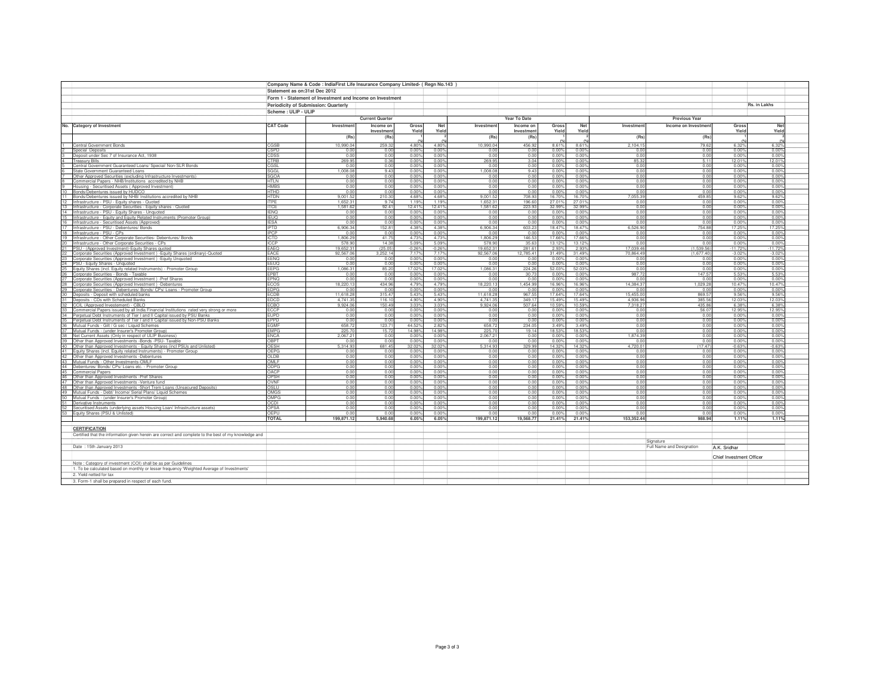Company Name & Code : IndiaFirst Life Insurance Company Limited- ( Regn No.143 )

Statement as on:31st Dec 2012

Form 1 - Statement of Investment and Income on Investment

Periodicity of Submission: Quarterly

Rs. in Lakhs

Scheme : ULIP - ULIP

| No. | Category of Investment | CAT Code | Current Quarter | | | | Year To Date | | | | Previous Year | | | |
|---|---|---|---|---|---|---|---|---|---|---|---|---|---|---|
| | | | Investment | Income on Investment | Gross Yield | Net Yield | Investment | Income on Investment | Gross Yield | Net Yield | Investment | Income on Investment | Gross Yield | Net Yield |
| | | | (Rs) | (Rs) | 1 (%) | 2 (%) | (Rs) | (Rs) | 1 (%) | 2 (%) | (Rs) | (Rs) | 1 (%) | 2 (%) |
| 1 | Central Government Bonds | CGSB | 10,990.04 | 259.32 | 4.80% | 4.80% | 10,990.04 | 456.92 | 8.61% | 8.61% | 2,104.15 | 79.62 | 6.32% | 6.32% |
| 2 | Special Deposits | CSPD | 0.00 | 0.00 | 0.00% | 0.00% | 0.00 | 0.00 | 0.00% | 0.00% | 0.00 | 0.00 | 0.00% | 0.00% |
| 3 | Deposit under Sec 7 of Insurance Act, 1938 | CDSS | 0.00 | 0.00 | 0.00% | 0.00% | 0.00 | 0.00 | 0.00% | 0.00% | 0.00 | 0.00 | 0.00% | 0.00% |
| 4 | Treasury Bills | CTRB | 269.95 | 0.36 | 0.00% | 0.00% | 269.95 | 3.04 | 0.00% | 0.00% | 85.32 | 5.11 | 12.01% | 12.01% |
| 5 | Central Government Guaranteed Loans/ Special/ Non-SLR Bonds | CGSL | 0.00 | 0.00 | 0.00% | 0.00% | 0.00 | 0.00 | 0.00% | 0.00% | 0.00 | 0.00 | 0.00% | 0.00% |
| 6 | State Government Guaranteed Loans | SGGL | 1,008.08 | 9.43 | 0.00% | 0.00% | 1,008.08 | 9.43 | 0.00% | 0.00% | 0.00 | 0.00 | 0.00% | 0.00% |
| 7 | Other Approved Securities (excluding Infrastructure Investments) | SGOA | 0.00 | 0.00 | 0.00% | 0.00% | 0.00 | 0.00 | 0.00% | 0.00% | 0.00 | 0.00 | 0.00% | 0.00% |
| 8 | Commercial Papers - NHB/Institutions accredited by NHB | HTLN | 0.00 | 0.00 | 0.00% | 0.00% | 0.00 | 0.00 | 0.00% | 0.00% | 0.00 | 0.00 | 0.00% | 0.00% |
| 9 | Housing - Securitised Assets ( Approved Investment) | HMBS | 0.00 | 0.00 | 0.00% | 0.00% | 0.00 | 0.00 | 0.00% | 0.00% | 0.00 | 0.00 | 0.00% | 0.00% |
| 10 | Bonds/Debentures issued by HUDCO | HTHD | 0.00 | 0.00 | 0.00% | 0.00% | 0.00 | 0.00 | 0.00% | 0.00% | 0.00 | 0.00 | 0.00% | 0.00% |
| 11 | Bonds/Debentures issued by NHB/ Institutions accredited by NHB | HTDN | 9,001.52 | 210.30 | 4.68% | 4.68% | 9,001.52 | 708.93 | 16.70% | 16.70% | 7,055.39 | 459.85 | 9.62% | 9.62% |
| 12 | Infrastructure - PSU - Equity shares - Quoted | ITPE | 1,652.31 | 9.74 | 1.19% | 1.19% | 1,652.31 | 196.60 | 27.01% | 27.01% | 0.00 | 0.00 | 0.00% | 0.00% |
| 13 | Infrastructure - Corporate Securities - Equity shares - Quoted | ITCE | 1,581.62 | 92.41 | 12.41% | 12.41% | 1,581.62 | 223.93 | 32.99% | 32.99% | 0.00 | 0.00 | 0.00% | 0.00% |
| 14 | Infrastructure - PSU - Equity Shares - Unquoted | IENQ | 0.00 | 0.00 | 0.00% | 0.00% | 0.00 | 0.00 | 0.00% | 0.00% | 0.00 | 0.00 | 0.00% | 0.00% |
| 15 | Infrastructure - Equity and Equity Related Instruments (Promoter Group) | IEUQ | 0.00 | 0.00 | 0.00% | 0.00% | 0.00 | 0.00 | 0.00% | 0.00% | 0.00 | 0.00 | 0.00% | 0.00% |
| 16 | Infrastructure - Securitised Assets (Approved) | IESA | 0.00 | 0.00 | 0.00% | 0.00% | 0.00 | 0.00 | 0.00% | 0.00% | 0.00 | 0.00 | 0.00% | 0.00% |
| 17 | Infrastructure - PSU - Debentures/ Bonds | IPTD | 6,906.34 | 152.81 | 4.38% | 4.38% | 6,906.34 | 603.23 | 18.47% | 18.47% | 6,526.90 | 754.88 | 17.25% | 17.25% |
| 18 | Infrastructure - PSU - CPs | IPCP | 0.00 | 0.00 | 0.00% | 0.00% | 0.00 | 0.00 | 0.00% | 0.00% | 0.00 | 0.00 | 0.00% | 0.00% |
| 19 | Infrastructure - Other Corporate Securities- Debentures/ Bonds | ICTD | 1,806.29 | 41.75 | 4.73% | 4.73% | 1,806.29 | 146.53 | 17.66% | 17.66% | 0.00 | 0.00 | 0.00% | 0.00% |
| 20 | Infrastructure - Other Corporate Securities - CPs | ICCP | 578.90 | 14.38 | 5.09% | 5.09% | 578.90 | 35.63 | 13.12% | 13.12% | 0.00 | 0.00 | 0.00% | 0.00% |
| 21 | PSU - (Approved Investment)-Equity Shares quoted | EAEQ | 19,652.31 | (25.05) | -0.26% | -0.26% | 19,652.31 | 281.61 | 2.93% | 2.93% | 17,039.46 | (1,539.56) | -11.72% | -11.72% |
| 22 | Corporate Securities (Approved Investment ) -Equity Shares (ordinary)-Quoted | EACE | 92,567.06 | 3,252.14 | 7.17% | 7.17% | 92,567.06 | 12,785.41 | 31.49% | 31.49% | 70,864.49 | (1,677.40) | -3.02% | -3.02% |
| 23 | Corporate Securities (Approved Investment ) -Equity Unquoted | EENQ | 0.00 | 0.00 | 0.00% | 0.00% | 0.00 | 0.00 | 0.00% | 0.00% | 0.00 | 0.00 | 0.00% | 0.00% |
| 24 | PSU - Equity Shares - Unquoted | EEUQ | 0.00 | 0.00 | 0.00% | 0.00% | 0.00 | 0.00 | 0.00% | 0.00% | 0.00 | 0.00 | 0.00% | 0.00% |
| 25 | Equity Shares (incl. Equity related Instruments) - Promoter Group | EEPG | 1,086.31 | 85.20 | 17.02% | 17.02% | 1,086.31 | 224.26 | 52.03% | 52.03% | 0.00 | 0.00 | 0.00% | 0.00% |
| 26 | Corporate Securities - Bonds - Taxable | EPBT | 0.00 | 0.00 | 0.00% | 0.00% | 0.00 | 30.73 | 0.00% | 0.00% | 987.72 | 147.57 | 5.53% | 5.53% |
| 27 | Corporate Securities (Approved Investment ) -Pref Shares | EPNQ | 0.00 | 0.00 | 0.00% | 0.00% | 0.00 | 0.00 | 0.00% | 0.00% | 0.00 | 0.00 | 0.00% | 0.00% |
| 28 | Corporate Securities (Approved Investment ) -Debentures | ECOS | 18,220.13 | 434.96 | 4.79% | 4.79% | 18,220.13 | 1,454.99 | 16.96% | 16.96% | 14,384.37 | 1,029.28 | 10.47% | 10.47% |
| 29 | Corporate Securities - Debentures/ Bonds/ CPs/ Loans - Promoter Group | EDPG | 0.00 | 0.00 | 0.00% | 0.00% | 0.00 | 0.00 | 0.00% | 0.00% | 0.00 | 0.00 | 0.00% | 0.00% |
| 30 | Deposits - Deposit with scheduled banks | ECDB | 11,618.28 | 315.47 | 5.43% | 5.43% | 11,618.28 | 967.55 | 17.64% | 17.64% | 15,455.00 | 869.57 | 9.56% | 9.56% |
| 31 | Deposits - CDs with Scheduled Banks | EDCD | 4,741.35 | 116.10 | 4.90% | 4.90% | 4,741.35 | 349.17 | 15.49% | 15.49% | 4,936.96 | 385.56 | 12.03% | 12.03% |
| 32 | CCIL (Approved Invectement) - CBLO | ECBO | 9,924.06 | 150.49 | 3.03% | 3.03% | 9,924.06 | 507.64 | 10.59% | 10.59% | 7,318.27 | 435.86 | 6.38% | 6.38% |
| 33 | Commercial Papers issued by all India Financial Institutions rated very strong or more | ECCP | 0.00 | 0.00 | 0.00% | 0.00% | 0.00 | 0.00 | 0.00% | 0.00% | 0.00 | 56.07 | 12.95% | 12.95% |
| 34 | Perpetual Debt Instruments of Tier I and II Capital issued by PSU Banks | EUPD | 0.00 | 0.00 | 0.00% | 0.00% | 0.00 | 0.00 | 0.00% | 0.00% | 0.00 | 0.00 | 0.00% | 0.00% |
| 35 | Perpetual Debt Instruments of Tier I and II Capital issued by Non-PSU Banks | EPPD | 0.00 | 0.00 | 0.00% | 0.00% | 0.00 | 0.00 | 0.00% | 0.00% | 0.00 | 0.00 | 0.00% | 0.00% |
| 36 | Mutual Funds - Gilt / G sec / Liquid Schemes | EGMF | 658.72 | 123.71 | 44.52% | 2.82% | 658.72 | 234.05 | 3.49% | 3.49% | 0.00 | 0.00 | 0.00% | 0.00% |
| 37 | Mutual Funds - (under Insurer's Promoter Group) | EMPG | 225.70 | 15.72 | 14.98% | 14.98% | 225.70 | 19.14 | 18.53% | 18.53% | 0.00 | 0.00 | 0.00% | 0.00% |
| 38 | Net Current Assets (Only in respect of ULIP Business) | ENCA | 2,067.21 | 0.00 | 0.00% | 0.00% | 2,067.21 | 0.00 | 0.00% | 0.00% | 1,874.39 | 0.00 | 0.00% | 0.00% |
| 39 | Other than Approved Investments -Bonds -PSU- Taxable | OBPT | 0.00 | 0.00 | 0.00% | 0.00% | 0.00 | 0.00 | 0.00% | 0.00% | 0.00 | 0.00 | 0.00% | 0.00% |
| 40 | Other than Approved Investments - Equity Shares (incl PSUs and Unlisted) | OESH | 5,314.93 | 681.45 | 32.02% | 32.02% | 5,314.93 | 329.99 | 14.32% | 14.32% | 4,720.01 | (17.47) | -0.63% | -0.63% |
| 41 | Equity Shares (incl. Equity related Instruments) - Promoter Group | OEPG | 0.00 | 0.00 | 0.00% | 0.00% | 0.00 | 0.00 | 0.00% | 0.00% | 0.00 | 0.00 | 0.00% | 0.00% |
| 42 | Other than Approved Investments -Debentures | OLDB | 0.00 | 0.00 | 0.00% | 0.00% | 0.00 | 0.00 | 0.00% | 0.00% | 0.00 | 0.00 | 0.00% | 0.00% |
| 43 | Mutual Funds - Other Investments-OMLF | OMLF | 0.00 | 0.00 | 0.00% | 0.00% | 0.00 | 0.00 | 0.00% | 0.00% | 0.00 | 0.00 | 0.00% | 0.00% |
| 44 | Debentures/ Bonds/ CPs/ Loans etc. - Promoter Group | ODPG | 0.00 | 0.00 | 0.00% | 0.00% | 0.00 | 0.00 | 0.00% | 0.00% | 0.00 | 0.00 | 0.00% | 0.00% |
| 45 | Commercial Papers | OACP | 0.00 | 0.00 | 0.00% | 0.00% | 0.00 | 0.00 | 0.00% | 0.00% | 0.00 | 0.00 | 0.00% | 0.00% |
| 46 | Other than Approved Investments -Pref Shares | OPSH | 0.00 | 0.00 | 0.00% | 0.00% | 0.00 | 0.00 | 0.00% | 0.00% | 0.00 | 0.00 | 0.00% | 0.00% |
| 47 | Other than Approved Investments -Venture fund | OVNF | 0.00 | 0.00 | 0.00% | 0.00% | 0.00 | 0.00 | 0.00% | 0.00% | 0.00 | 0.00 | 0.00% | 0.00% |
| 48 | Other than Approved Investments -Short Trem Loans (Unsecured Deposits) | OSLU | 0.00 | 0.00 | 0.00% | 0.00% | 0.00 | 0.00 | 0.00% | 0.00% | 0.00 | 0.00 | 0.00% | 0.00% |
| 49 | Mutual Funds - Debt/ Income/ Serial Plans/ Liquid Schemes | OMGS | 0.00 | 0.00 | 0.00% | 0.00% | 0.00 | 0.00 | 0.00% | 0.00% | 0.00 | 0.00 | 0.00% | 0.00% |
| 50 | Mutual Funds - (under Insurer's Promoter Group) | OMPG | 0.00 | 0.00 | 0.00% | 0.00% | 0.00 | 0.00 | 0.00% | 0.00% | 0.00 | 0.00 | 0.00% | 0.00% |
| 51 | Derivative Instruments | OCDI | 0.00 | 0.00 | 0.00% | 0.00% | 0.00 | 0.00 | 0.00% | 0.00% | 0.00 | 0.00 | 0.00% | 0.00% |
| 52 | Securitised Assets (underlying assets Housing Loan/ Infrastructure assets) | OPSA | 0.00 | 0.00 | 0.00% | 0.00% | 0.00 | 0.00 | 0.00% | 0.00% | 0.00 | 0.00 | 0.00% | 0.00% |
| 53 | Equity Shares (PSU & Unlisted) | OEPU | 0.00 | 0.00 | 0.00% | 0.00% | 0.00 | 0.00 | 0.00% | 0.00% | 0.00 | 0.00 | 0.00% | 0.00% |
| | | TOTAL | 199,871.12 | 5,940.68 | 6.05% | 6.05% | 199,871.12 | 19,568.77 | 21.41% | 21.41% | 153,352.44 | 988.94 | 1.11% | 1.11% |

**CERTIFICATION**

Certified that the information given herein are correct and complete to the best of my knowledge and

Signature

Date : 15th January 2013

Full Name and Designation A.K. Sridhar

Chief Investment Officer

Note : Category of investment (COI) shall be as per Guidelines

1. To be calculated based on monthly or lesser frequency 'Weighted Average of Investments'

2. Yield netted for tax

3. Form-1 shall be prepared in respect of each fund.